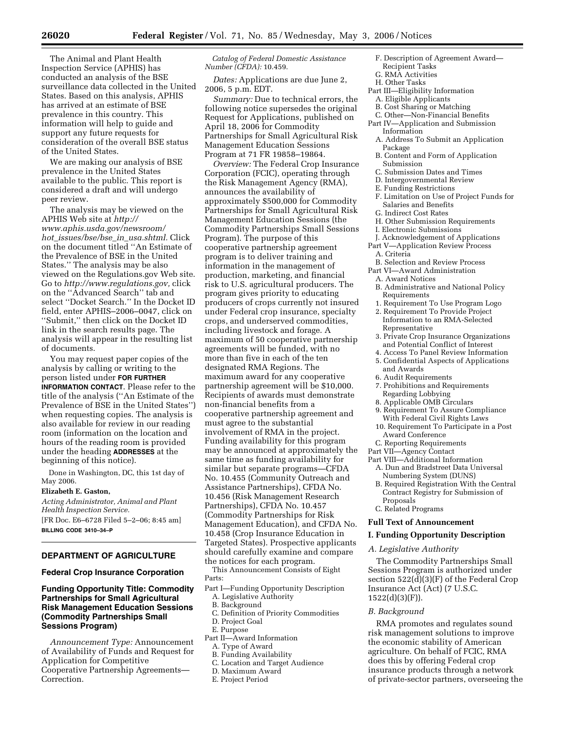The Animal and Plant Health Inspection Service (APHIS) has conducted an analysis of the BSE surveillance data collected in the United States. Based on this analysis, APHIS has arrived at an estimate of BSE prevalence in this country. This information will help to guide and support any future requests for consideration of the overall BSE status of the United States.

We are making our analysis of BSE prevalence in the United States available to the public. This report is considered a draft and will undergo peer review.

The analysis may be viewed on the APHIS Web site at *http://www.aphis.usda.gov/newsroom/hot_issues/bse/bse_in_usa.shtml*. Click on the document titled ''An Estimate of the Prevalence of BSE in the United States.'' The analysis may be also viewed on the Regulations.gov Web site. Go to *http://www.regulations.gov,* click on the ''Advanced Search'' tab and select ''Docket Search.'' In the Docket ID field, enter APHIS–2006–0047, click on ''Submit,'' then click on the Docket ID link in the search results page. The analysis will appear in the resulting list of documents.

You may request paper copies of the analysis by calling or writing to the person listed under **FOR FURTHER INFORMATION CONTACT**. Please refer to the title of the analysis (''An Estimate of the Prevalence of BSE in the United States'') when requesting copies. The analysis is also available for review in our reading room (information on the location and hours of the reading room is provided under the heading **ADDRESSES** at the beginning of this notice).

Done in Washington, DC, this 1st day of May 2006.

**Elizabeth E. Gaston,**

*Acting Administrator, Animal and Plant Health Inspection Service.*

[FR Doc. E6–6728 Filed 5–2–06; 8:45 am]

**BILLING CODE 3410–34–P**

## DEPARTMENT OF AGRICULTURE

### Federal Crop Insurance Corporation

### Funding Opportunity Title: Commodity Partnerships for Small Agricultural Risk Management Education Sessions (Commodity Partnerships Small Sessions Program)

*Announcement Type:* Announcement of Availability of Funds and Request for Application for Competitive Cooperative Partnership Agreements—Correction.

*Catalog of Federal Domestic Assistance Number (CFDA):* 10.459.

*Dates:* Applications are due June 2, 2006, 5 p.m. EDT.

*Summary:* Due to technical errors, the following notice supersedes the original Request for Applications, published on April 18, 2006 for Commodity Partnerships for Small Agricultural Risk Management Education Sessions Program at 71 FR 19858–19864.

*Overview:* The Federal Crop Insurance Corporation (FCIC), operating through the Risk Management Agency (RMA), announces the availability of approximately $500,000 for Commodity Partnerships for Small Agricultural Risk Management Education Sessions (the Commodity Partnerships Small Sessions Program). The purpose of this cooperative partnership agreement program is to deliver training and information in the management of production, marketing, and financial risk to U.S. agricultural producers. The program gives priority to educating producers of crops currently not insured under Federal crop insurance, specialty crops, and underserved commodities, including livestock and forage. A maximum of 50 cooperative partnership agreements will be funded, with no more than five in each of the ten designated RMA Regions. The maximum award for any cooperative partnership agreement will be $10,000. Recipients of awards must demonstrate non-financial benefits from a cooperative partnership agreement and must agree to the substantial involvement of RMA in the project. Funding availability for this program may be announced at approximately the same time as funding availability for similar but separate programs—CFDA No. 10.455 (Community Outreach and Assistance Partnerships), CFDA No. 10.456 (Risk Management Research Partnerships), CFDA No. 10.457 (Commodity Partnerships for Risk Management Education), and CFDA No. 10.458 (Crop Insurance Education in Targeted States). Prospective applicants should carefully examine and compare the notices for each program.

This Announcement Consists of Eight Parts:

Part I—Funding Opportunity Description
- A. Legislative Authority
- B. Background
- C. Definition of Priority Commodities
- D. Project Goal
- E. Purpose

Part II—Award Information
- A. Type of Award
- B. Funding Availability
- C. Location and Target Audience
- D. Maximum Award
- E. Project Period
- F. Description of Agreement Award—Recipient Tasks
- G. RMA Activities
- H. Other Tasks

Part III—Eligibility Information
- A. Eligible Applicants
- B. Cost Sharing or Matching
- C. Other—Non-Financial Benefits

Part IV—Application and Submission Information
- A. Address To Submit an Application Package
- B. Content and Form of Application Submission
- C. Submission Dates and Times
- D. Intergovernmental Review
- E. Funding Restrictions
- F. Limitation on Use of Project Funds for Salaries and Benefits
- G. Indirect Cost Rates
- H. Other Submission Requirements
- I. Electronic Submissions
- J. Acknowledgement of Applications

Part V—Application Review Process
- A. Criteria
- B. Selection and Review Process

Part VI—Award Administration
- A. Award Notices
- B. Administrative and National Policy Requirements
  1. Requirement To Use Program Logo
  2. Requirement To Provide Project Information to an RMA-Selected Representative
  3. Private Crop Insurance Organizations and Potential Conflict of Interest
  4. Access To Panel Review Information
  5. Confidential Aspects of Applications and Awards
  6. Audit Requirements
  7. Prohibitions and Requirements Regarding Lobbying
  8. Applicable OMB Circulars
  9. Requirement To Assure Compliance With Federal Civil Rights Laws
  10. Requirement To Participate in a Post Award Conference
- C. Reporting Requirements

Part VII—Agency Contact

Part VIII—Additional Information
- A. Dun and Bradstreet Data Universal Numbering System (DUNS)
- B. Required Registration With the Central Contract Registry for Submission of Proposals
- C. Related Programs

### Full Text of Announcement

### I. Funding Opportunity Description

#### *A. Legislative Authority*

The Commodity Partnerships Small Sessions Program is authorized under section 522(d)(3)(F) of the Federal Crop Insurance Act (Act) (7 U.S.C. 1522(d)(3)(F)).

#### *B. Background*

RMA promotes and regulates sound risk management solutions to improve the economic stability of American agriculture. On behalf of FCIC, RMA does this by offering Federal crop insurance products through a network of private-sector partners, overseeing the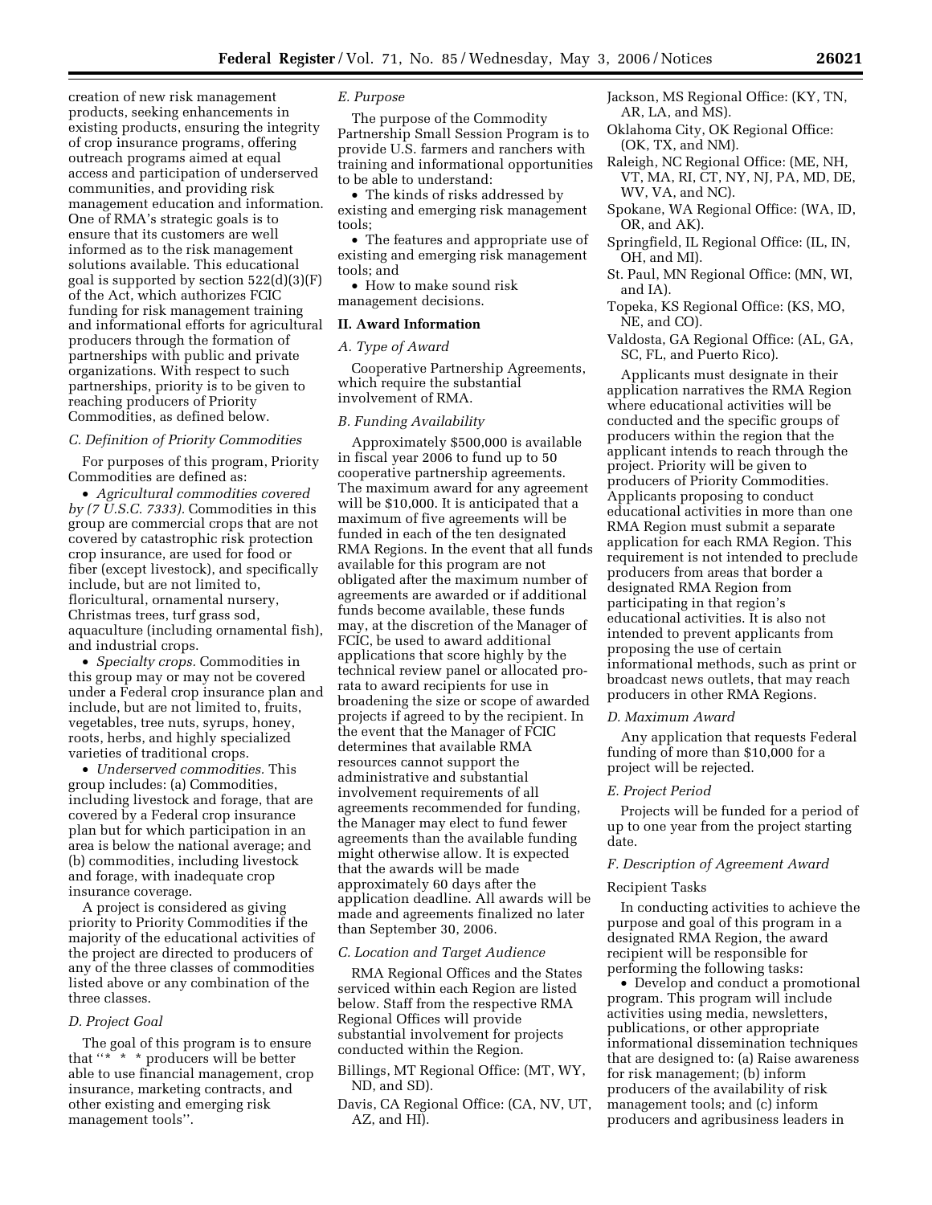creation of new risk management products, seeking enhancements in existing products, ensuring the integrity of crop insurance programs, offering outreach programs aimed at equal access and participation of underserved communities, and providing risk management education and information. One of RMA's strategic goals is to ensure that its customers are well informed as to the risk management solutions available. This educational goal is supported by section 522(d)(3)(F) of the Act, which authorizes FCIC funding for risk management training and informational efforts for agricultural producers through the formation of partnerships with public and private organizations. With respect to such partnerships, priority is to be given to reaching producers of Priority Commodities, as defined below.

### C. Definition of Priority Commodities

For purposes of this program, Priority Commodities are defined as:

- *Agricultural commodities covered by (7 U.S.C. 7333).* Commodities in this group are commercial crops that are not covered by catastrophic risk protection crop insurance, are used for food or fiber (except livestock), and specifically include, but are not limited to, floricultural, ornamental nursery, Christmas trees, turf grass sod, aquaculture (including ornamental fish), and industrial crops.
- *Specialty crops.* Commodities in this group may or may not be covered under a Federal crop insurance plan and include, but are not limited to, fruits, vegetables, tree nuts, syrups, honey, roots, herbs, and highly specialized varieties of traditional crops.
- *Underserved commodities.* This group includes: (a) Commodities, including livestock and forage, that are covered by a Federal crop insurance plan but for which participation in an area is below the national average; and (b) commodities, including livestock and forage, with inadequate crop insurance coverage.

A project is considered as giving priority to Priority Commodities if the majority of the educational activities of the project are directed to producers of any of the three classes of commodities listed above or any combination of the three classes.

### D. Project Goal

The goal of this program is to ensure that "* * * producers will be better able to use financial management, crop insurance, marketing contracts, and other existing and emerging risk management tools".

### E. Purpose

The purpose of the Commodity Partnership Small Session Program is to provide U.S. farmers and ranchers with training and informational opportunities to be able to understand:

- The kinds of risks addressed by existing and emerging risk management tools;
- The features and appropriate use of existing and emerging risk management tools; and
- How to make sound risk management decisions.

## II. Award Information

### A. Type of Award

Cooperative Partnership Agreements, which require the substantial involvement of RMA.

### B. Funding Availability

Approximately $500,000 is available in fiscal year 2006 to fund up to 50 cooperative partnership agreements. The maximum award for any agreement will be $10,000. It is anticipated that a maximum of five agreements will be funded in each of the ten designated RMA Regions. In the event that all funds available for this program are not obligated after the maximum number of agreements are awarded or if additional funds become available, these funds may, at the discretion of the Manager of FCIC, be used to award additional applications that score highly by the technical review panel or allocated pro-rata to award recipients for use in broadening the size or scope of awarded projects if agreed to by the recipient. In the event that the Manager of FCIC determines that available RMA resources cannot support the administrative and substantial involvement requirements of all agreements recommended for funding, the Manager may elect to fund fewer agreements than the available funding might otherwise allow. It is expected that the awards will be made approximately 60 days after the application deadline. All awards will be made and agreements finalized no later than September 30, 2006.

### C. Location and Target Audience

RMA Regional Offices and the States serviced within each Region are listed below. Staff from the respective RMA Regional Offices will provide substantial involvement for projects conducted within the Region.

Billings, MT Regional Office: (MT, WY, ND, and SD).
Davis, CA Regional Office: (CA, NV, UT, AZ, and HI).
Jackson, MS Regional Office: (KY, TN, AR, LA, and MS).
Oklahoma City, OK Regional Office: (OK, TX, and NM).
Raleigh, NC Regional Office: (ME, NH, VT, MA, RI, CT, NY, NJ, PA, MD, DE, WV, VA, and NC).
Spokane, WA Regional Office: (WA, ID, OR, and AK).
Springfield, IL Regional Office: (IL, IN, OH, and MI).
St. Paul, MN Regional Office: (MN, WI, and IA).
Topeka, KS Regional Office: (KS, MO, NE, and CO).
Valdosta, GA Regional Office: (AL, GA, SC, FL, and Puerto Rico).

Applicants must designate in their application narratives the RMA Region where educational activities will be conducted and the specific groups of producers within the region that the applicant intends to reach through the project. Priority will be given to producers of Priority Commodities. Applicants proposing to conduct educational activities in more than one RMA Region must submit a separate application for each RMA Region. This requirement is not intended to preclude producers from areas that border a designated RMA Region from participating in that region's educational activities. It is also not intended to prevent applicants from proposing the use of certain informational methods, such as print or broadcast news outlets, that may reach producers in other RMA Regions.

### D. Maximum Award

Any application that requests Federal funding of more than $10,000 for a project will be rejected.

### E. Project Period

Projects will be funded for a period of up to one year from the project starting date.

### F. Description of Agreement Award

Recipient Tasks

In conducting activities to achieve the purpose and goal of this program in a designated RMA Region, the award recipient will be responsible for performing the following tasks:

- Develop and conduct a promotional program. This program will include activities using media, newsletters, publications, or other appropriate informational dissemination techniques that are designed to: (a) Raise awareness for risk management; (b) inform producers of the availability of risk management tools; and (c) inform producers and agribusiness leaders in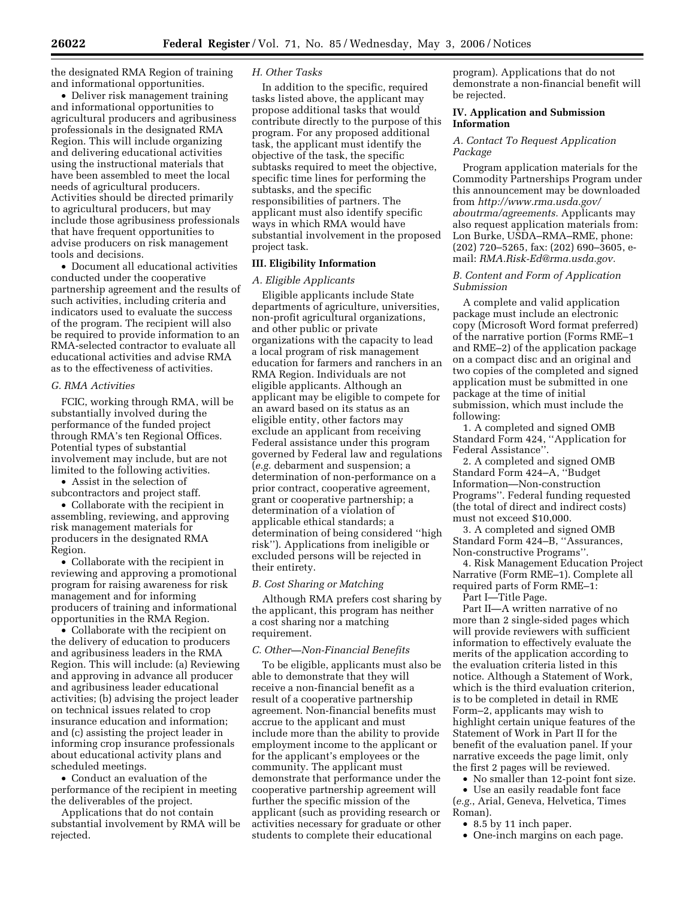the designated RMA Region of training and informational opportunities.

- Deliver risk management training and informational opportunities to agricultural producers and agribusiness professionals in the designated RMA Region. This will include organizing and delivering educational activities using the instructional materials that have been assembled to meet the local needs of agricultural producers. Activities should be directed primarily to agricultural producers, but may include those agribusiness professionals that have frequent opportunities to advise producers on risk management tools and decisions.
- Document all educational activities conducted under the cooperative partnership agreement and the results of such activities, including criteria and indicators used to evaluate the success of the program. The recipient will also be required to provide information to an RMA-selected contractor to evaluate all educational activities and advise RMA as to the effectiveness of activities.

*G. RMA Activities*

FCIC, working through RMA, will be substantially involved during the performance of the funded project through RMA's ten Regional Offices. Potential types of substantial involvement may include, but are not limited to the following activities.

- Assist in the selection of subcontractors and project staff.
- Collaborate with the recipient in assembling, reviewing, and approving risk management materials for producers in the designated RMA Region.
- Collaborate with the recipient in reviewing and approving a promotional program for raising awareness for risk management and for informing producers of training and informational opportunities in the RMA Region.
- Collaborate with the recipient on the delivery of education to producers and agribusiness leaders in the RMA Region. This will include: (a) Reviewing and approving in advance all producer and agribusiness leader educational activities; (b) advising the project leader on technical issues related to crop insurance education and information; and (c) assisting the project leader in informing crop insurance professionals about educational activity plans and scheduled meetings.
- Conduct an evaluation of the performance of the recipient in meeting the deliverables of the project.

Applications that do not contain substantial involvement by RMA will be rejected.

*H. Other Tasks*

In addition to the specific, required tasks listed above, the applicant may propose additional tasks that would contribute directly to the purpose of this program. For any proposed additional task, the applicant must identify the objective of the task, the specific subtasks required to meet the objective, specific time lines for performing the subtasks, and the specific responsibilities of partners. The applicant must also identify specific ways in which RMA would have substantial involvement in the proposed project task.

## III. Eligibility Information

*A. Eligible Applicants*

Eligible applicants include State departments of agriculture, universities, non-profit agricultural organizations, and other public or private organizations with the capacity to lead a local program of risk management education for farmers and ranchers in an RMA Region. Individuals are not eligible applicants. Although an applicant may be eligible to compete for an award based on its status as an eligible entity, other factors may exclude an applicant from receiving Federal assistance under this program governed by Federal law and regulations (*e.g.* debarment and suspension; a determination of non-performance on a prior contract, cooperative agreement, grant or cooperative partnership; a determination of a violation of applicable ethical standards; a determination of being considered ''high risk''). Applications from ineligible or excluded persons will be rejected in their entirety.

*B. Cost Sharing or Matching*

Although RMA prefers cost sharing by the applicant, this program has neither a cost sharing nor a matching requirement.

*C. Other—Non-Financial Benefits*

To be eligible, applicants must also be able to demonstrate that they will receive a non-financial benefit as a result of a cooperative partnership agreement. Non-financial benefits must accrue to the applicant and must include more than the ability to provide employment income to the applicant or for the applicant's employees or the community. The applicant must demonstrate that performance under the cooperative partnership agreement will further the specific mission of the applicant (such as providing research or activities necessary for graduate or other students to complete their educational program). Applications that do not demonstrate a non-financial benefit will be rejected.

## IV. Application and Submission Information

*A. Contact To Request Application Package*

Program application materials for the Commodity Partnerships Program under this announcement may be downloaded from *http://www.rma.usda.gov/aboutrma/agreements.* Applicants may also request application materials from: Lon Burke, USDA–RMA–RME, phone: (202) 720–5265, fax: (202) 690–3605, e-mail: *RMA.Risk-Ed@rma.usda.gov.*

*B. Content and Form of Application Submission*

A complete and valid application package must include an electronic copy (Microsoft Word format preferred) of the narrative portion (Forms RME–1 and RME–2) of the application package on a compact disc and an original and two copies of the completed and signed application must be submitted in one package at the time of initial submission, which must include the following:

1. A completed and signed OMB Standard Form 424, ''Application for Federal Assistance''.
2. A completed and signed OMB Standard Form 424–A, ''Budget Information—Non-construction Programs''. Federal funding requested (the total of direct and indirect costs) must not exceed $10,000.
3. A completed and signed OMB Standard Form 424–B, ''Assurances, Non-constructive Programs''.
4. Risk Management Education Project Narrative (Form RME–1). Complete all required parts of Form RME–1:

Part I—Title Page.

Part II—A written narrative of no more than 2 single-sided pages which will provide reviewers with sufficient information to effectively evaluate the merits of the application according to the evaluation criteria listed in this notice. Although a Statement of Work, which is the third evaluation criterion, is to be completed in detail in RME Form–2, applicants may wish to highlight certain unique features of the Statement of Work in Part II for the benefit of the evaluation panel. If your narrative exceeds the page limit, only the first 2 pages will be reviewed.

- No smaller than 12-point font size.
- Use an easily readable font face (*e.g.*, Arial, Geneva, Helvetica, Times Roman).
- 8.5 by 11 inch paper.
- One-inch margins on each page.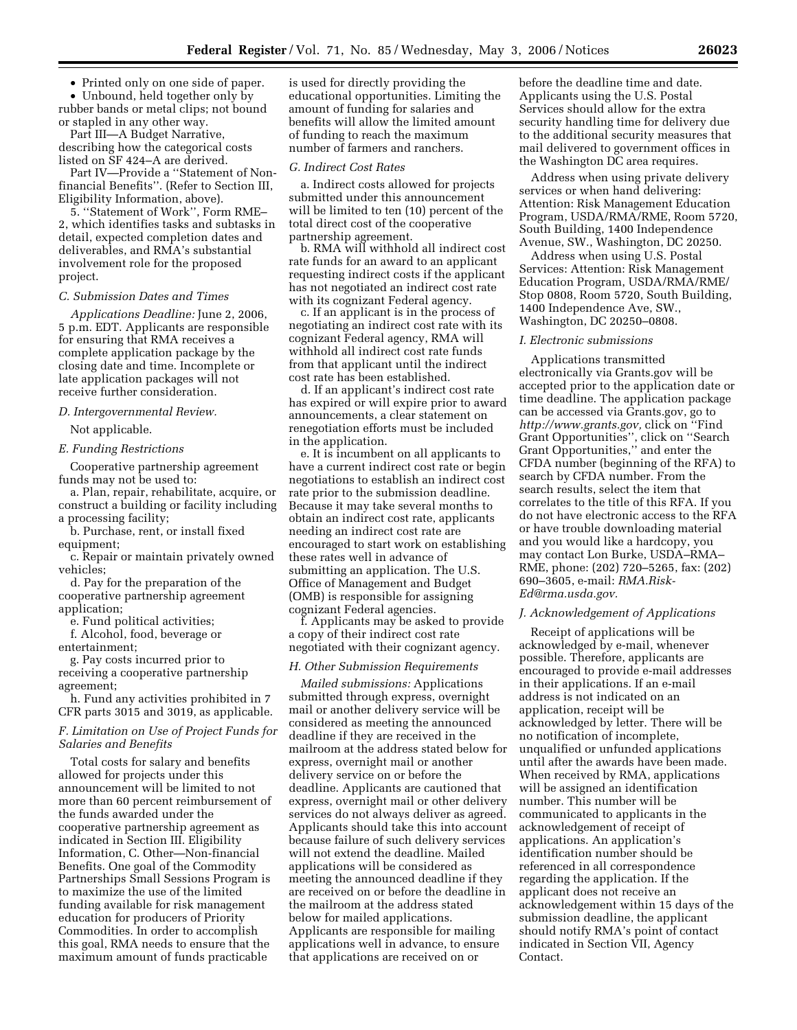- Printed only on one side of paper.
- Unbound, held together only by rubber bands or metal clips; not bound or stapled in any other way.

Part III—A Budget Narrative, describing how the categorical costs listed on SF 424–A are derived.

Part IV—Provide a ''Statement of Non-financial Benefits''. (Refer to Section III, Eligibility Information, above).

5. ''Statement of Work'', Form RME–2, which identifies tasks and subtasks in detail, expected completion dates and deliverables, and RMA's substantial involvement role for the proposed project.

### *C. Submission Dates and Times*

*Applications Deadline:* June 2, 2006, 5 p.m. EDT. Applicants are responsible for ensuring that RMA receives a complete application package by the closing date and time. Incomplete or late application packages will not receive further consideration.

### *D. Intergovernmental Review.*

Not applicable.

### *E. Funding Restrictions*

Cooperative partnership agreement funds may not be used to:

a. Plan, repair, rehabilitate, acquire, or construct a building or facility including a processing facility;

b. Purchase, rent, or install fixed equipment;

c. Repair or maintain privately owned vehicles;

d. Pay for the preparation of the cooperative partnership agreement application;

e. Fund political activities;

f. Alcohol, food, beverage or entertainment;

g. Pay costs incurred prior to receiving a cooperative partnership agreement;

h. Fund any activities prohibited in 7 CFR parts 3015 and 3019, as applicable.

### *F. Limitation on Use of Project Funds for Salaries and Benefits*

Total costs for salary and benefits allowed for projects under this announcement will be limited to not more than 60 percent reimbursement of the funds awarded under the cooperative partnership agreement as indicated in Section III. Eligibility Information, C. Other—Non-financial Benefits. One goal of the Commodity Partnerships Small Sessions Program is to maximize the use of the limited funding available for risk management education for producers of Priority Commodities. In order to accomplish this goal, RMA needs to ensure that the maximum amount of funds practicable is used for directly providing the educational opportunities. Limiting the amount of funding for salaries and benefits will allow the limited amount of funding to reach the maximum number of farmers and ranchers.

### *G. Indirect Cost Rates*

a. Indirect costs allowed for projects submitted under this announcement will be limited to ten (10) percent of the total direct cost of the cooperative partnership agreement.

b. RMA will withhold all indirect cost rate funds for an award to an applicant requesting indirect costs if the applicant has not negotiated an indirect cost rate with its cognizant Federal agency.

c. If an applicant is in the process of negotiating an indirect cost rate with its cognizant Federal agency, RMA will withhold all indirect cost rate funds from that applicant until the indirect cost rate has been established.

d. If an applicant's indirect cost rate has expired or will expire prior to award announcements, a clear statement on renegotiation efforts must be included in the application.

e. It is incumbent on all applicants to have a current indirect cost rate or begin negotiations to establish an indirect cost rate prior to the submission deadline. Because it may take several months to obtain an indirect cost rate, applicants needing an indirect cost rate are encouraged to start work on establishing these rates well in advance of submitting an application. The U.S. Office of Management and Budget (OMB) is responsible for assigning cognizant Federal agencies.

f. Applicants may be asked to provide a copy of their indirect cost rate negotiated with their cognizant agency.

### *H. Other Submission Requirements*

*Mailed submissions:* Applications submitted through express, overnight mail or another delivery service will be considered as meeting the announced deadline if they are received in the mailroom at the address stated below for express, overnight mail or another delivery service on or before the deadline. Applicants are cautioned that express, overnight mail or other delivery services do not always deliver as agreed. Applicants should take this into account because failure of such delivery services will not extend the deadline. Mailed applications will be considered as meeting the announced deadline if they are received on or before the deadline in the mailroom at the address stated below for mailed applications. Applicants are responsible for mailing applications well in advance, to ensure that applications are received on or before the deadline time and date. Applicants using the U.S. Postal Services should allow for the extra security handling time for delivery due to the additional security measures that mail delivered to government offices in the Washington DC area requires.

Address when using private delivery services or when hand delivering: Attention: Risk Management Education Program, USDA/RMA/RME, Room 5720, South Building, 1400 Independence Avenue, SW., Washington, DC 20250.

Address when using U.S. Postal Services: Attention: Risk Management Education Program, USDA/RMA/RME/ Stop 0808, Room 5720, South Building, 1400 Independence Ave, SW., Washington, DC 20250–0808.

### *I. Electronic submissions*

Applications transmitted electronically via Grants.gov will be accepted prior to the application date or time deadline. The application package can be accessed via Grants.gov, go to *http://www.grants.gov,* click on ''Find Grant Opportunities'', click on ''Search Grant Opportunities,'' and enter the CFDA number (beginning of the RFA) to search by CFDA number. From the search results, select the item that correlates to the title of this RFA. If you do not have electronic access to the RFA or have trouble downloading material and you would like a hardcopy, you may contact Lon Burke, USDA–RMA–RME, phone: (202) 720–5265, fax: (202) 690–3605, e-mail: *RMA.Risk-Ed@rma.usda.gov.*

### *J. Acknowledgement of Applications*

Receipt of applications will be acknowledged by e-mail, whenever possible. Therefore, applicants are encouraged to provide e-mail addresses in their applications. If an e-mail address is not indicated on an application, receipt will be acknowledged by letter. There will be no notification of incomplete, unqualified or unfunded applications until after the awards have been made. When received by RMA, applications will be assigned an identification number. This number will be communicated to applicants in the acknowledgement of receipt of applications. An application's identification number should be referenced in all correspondence regarding the application. If the applicant does not receive an acknowledgement within 15 days of the submission deadline, the applicant should notify RMA's point of contact indicated in Section VII, Agency Contact.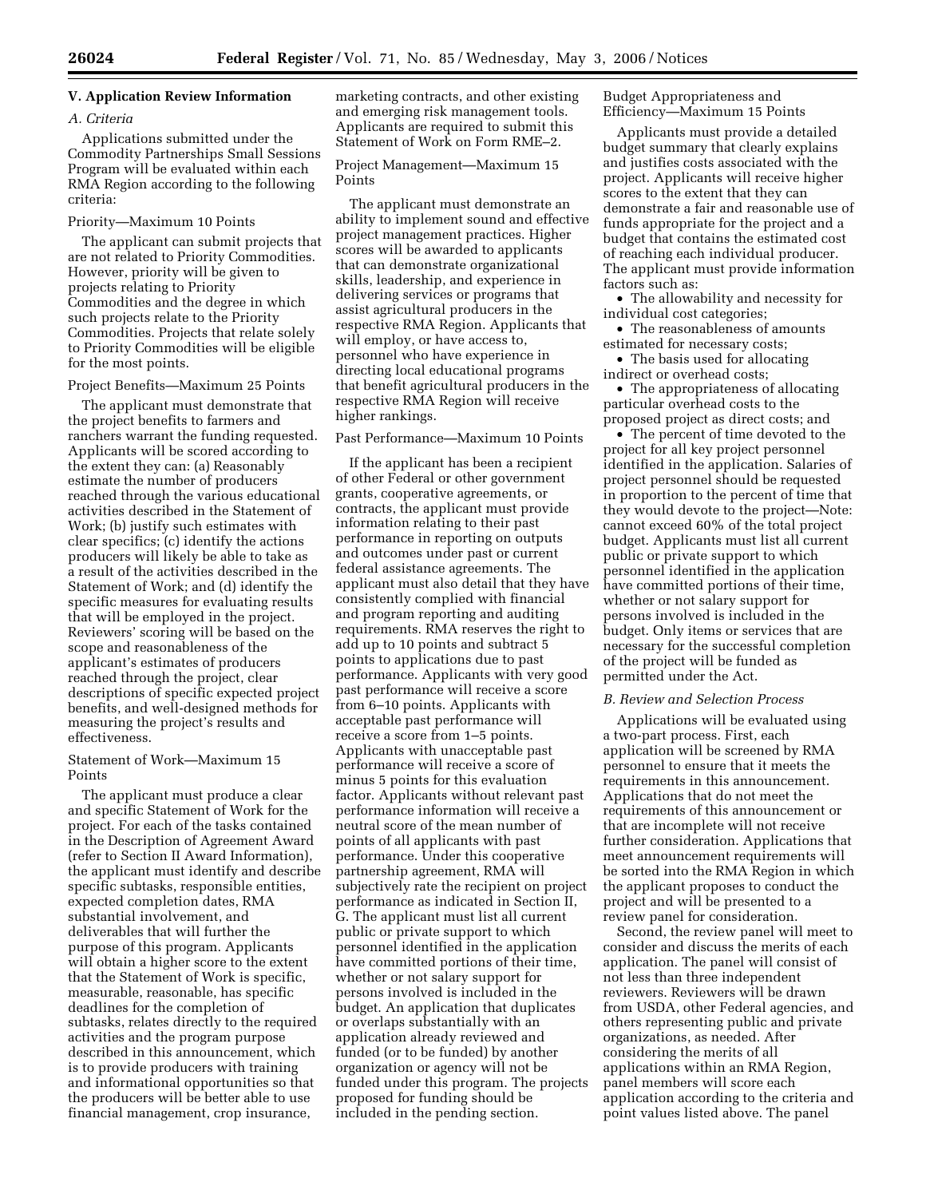## V. Application Review Information

### A. Criteria

Applications submitted under the Commodity Partnerships Small Sessions Program will be evaluated within each RMA Region according to the following criteria:

Priority—Maximum 10 Points

The applicant can submit projects that are not related to Priority Commodities. However, priority will be given to projects relating to Priority Commodities and the degree in which such projects relate to the Priority Commodities. Projects that relate solely to Priority Commodities will be eligible for the most points.

Project Benefits—Maximum 25 Points

The applicant must demonstrate that the project benefits to farmers and ranchers warrant the funding requested. Applicants will be scored according to the extent they can: (a) Reasonably estimate the number of producers reached through the various educational activities described in the Statement of Work; (b) justify such estimates with clear specifics; (c) identify the actions producers will likely be able to take as a result of the activities described in the Statement of Work; and (d) identify the specific measures for evaluating results that will be employed in the project. Reviewers' scoring will be based on the scope and reasonableness of the applicant's estimates of producers reached through the project, clear descriptions of specific expected project benefits, and well-designed methods for measuring the project's results and effectiveness.

Statement of Work—Maximum 15 Points

The applicant must produce a clear and specific Statement of Work for the project. For each of the tasks contained in the Description of Agreement Award (refer to Section II Award Information), the applicant must identify and describe specific subtasks, responsible entities, expected completion dates, RMA substantial involvement, and deliverables that will further the purpose of this program. Applicants will obtain a higher score to the extent that the Statement of Work is specific, measurable, reasonable, has specific deadlines for the completion of subtasks, relates directly to the required activities and the program purpose described in this announcement, which is to provide producers with training and informational opportunities so that the producers will be better able to use financial management, crop insurance, marketing contracts, and other existing and emerging risk management tools. Applicants are required to submit this Statement of Work on Form RME–2.

Project Management—Maximum 15 Points

The applicant must demonstrate an ability to implement sound and effective project management practices. Higher scores will be awarded to applicants that can demonstrate organizational skills, leadership, and experience in delivering services or programs that assist agricultural producers in the respective RMA Region. Applicants that will employ, or have access to, personnel who have experience in directing local educational programs that benefit agricultural producers in the respective RMA Region will receive higher rankings.

Past Performance—Maximum 10 Points

If the applicant has been a recipient of other Federal or other government grants, cooperative agreements, or contracts, the applicant must provide information relating to their past performance in reporting on outputs and outcomes under past or current federal assistance agreements. The applicant must also detail that they have consistently complied with financial and program reporting and auditing requirements. RMA reserves the right to add up to 10 points and subtract 5 points to applications due to past performance. Applicants with very good past performance will receive a score from 6–10 points. Applicants with acceptable past performance will receive a score from 1–5 points. Applicants with unacceptable past performance will receive a score of minus 5 points for this evaluation factor. Applicants without relevant past performance information will receive a neutral score of the mean number of points of all applicants with past performance. Under this cooperative partnership agreement, RMA will subjectively rate the recipient on project performance as indicated in Section II, G. The applicant must list all current public or private support to which personnel identified in the application have committed portions of their time, whether or not salary support for persons involved is included in the budget. An application that duplicates or overlaps substantially with an application already reviewed and funded (or to be funded) by another organization or agency will not be funded under this program. The projects proposed for funding should be included in the pending section.

Budget Appropriateness and Efficiency—Maximum 15 Points

Applicants must provide a detailed budget summary that clearly explains and justifies costs associated with the project. Applicants will receive higher scores to the extent that they can demonstrate a fair and reasonable use of funds appropriate for the project and a budget that contains the estimated cost of reaching each individual producer. The applicant must provide information factors such as:

- The allowability and necessity for individual cost categories;
- The reasonableness of amounts estimated for necessary costs;
- The basis used for allocating indirect or overhead costs;
- The appropriateness of allocating particular overhead costs to the proposed project as direct costs; and
- The percent of time devoted to the project for all key project personnel identified in the application. Salaries of project personnel should be requested in proportion to the percent of time that they would devote to the project—Note: cannot exceed 60% of the total project budget. Applicants must list all current public or private support to which personnel identified in the application have committed portions of their time, whether or not salary support for persons involved is included in the budget. Only items or services that are necessary for the successful completion of the project will be funded as permitted under the Act.

### B. Review and Selection Process

Applications will be evaluated using a two-part process. First, each application will be screened by RMA personnel to ensure that it meets the requirements in this announcement. Applications that do not meet the requirements of this announcement or that are incomplete will not receive further consideration. Applications that meet announcement requirements will be sorted into the RMA Region in which the applicant proposes to conduct the project and will be presented to a review panel for consideration.

Second, the review panel will meet to consider and discuss the merits of each application. The panel will consist of not less than three independent reviewers. Reviewers will be drawn from USDA, other Federal agencies, and others representing public and private organizations, as needed. After considering the merits of all applications within an RMA Region, panel members will score each application according to the criteria and point values listed above. The panel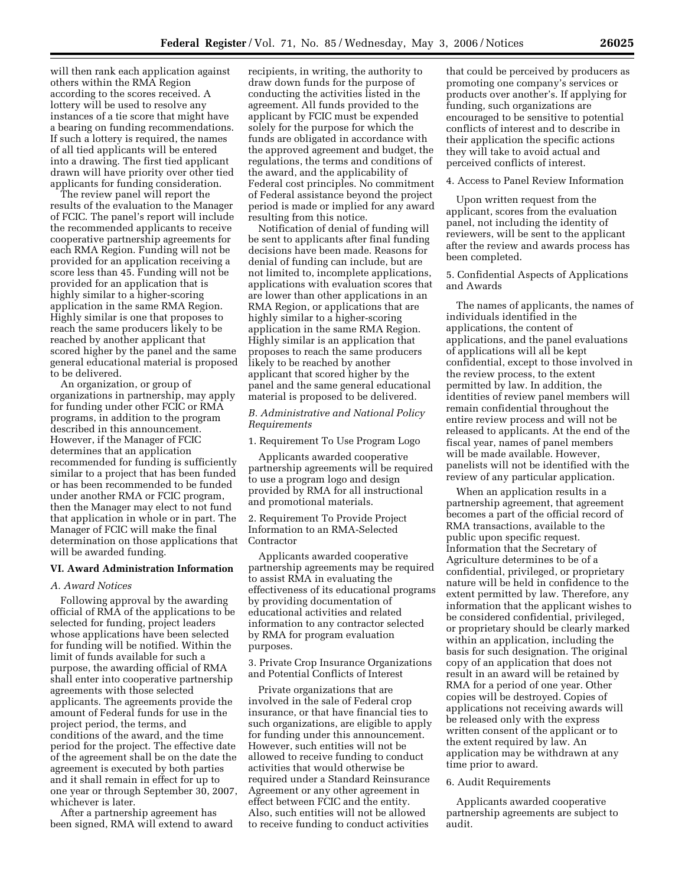will then rank each application against others within the RMA Region according to the scores received. A lottery will be used to resolve any instances of a tie score that might have a bearing on funding recommendations. If such a lottery is required, the names of all tied applicants will be entered into a drawing. The first tied applicant drawn will have priority over other tied applicants for funding consideration.

The review panel will report the results of the evaluation to the Manager of FCIC. The panel's report will include the recommended applicants to receive cooperative partnership agreements for each RMA Region. Funding will not be provided for an application receiving a score less than 45. Funding will not be provided for an application that is highly similar to a higher-scoring application in the same RMA Region. Highly similar is one that proposes to reach the same producers likely to be reached by another applicant that scored higher by the panel and the same general educational material is proposed to be delivered.

An organization, or group of organizations in partnership, may apply for funding under other FCIC or RMA programs, in addition to the program described in this announcement. However, if the Manager of FCIC determines that an application recommended for funding is sufficiently similar to a project that has been funded or has been recommended to be funded under another RMA or FCIC program, then the Manager may elect to not fund that application in whole or in part. The Manager of FCIC will make the final determination on those applications that will be awarded funding.

## VI. Award Administration Information

### *A. Award Notices*

Following approval by the awarding official of RMA of the applications to be selected for funding, project leaders whose applications have been selected for funding will be notified. Within the limit of funds available for such a purpose, the awarding official of RMA shall enter into cooperative partnership agreements with those selected applicants. The agreements provide the amount of Federal funds for use in the project period, the terms, and conditions of the award, and the time period for the project. The effective date of the agreement shall be on the date the agreement is executed by both parties and it shall remain in effect for up to one year or through September 30, 2007, whichever is later.

After a partnership agreement has been signed, RMA will extend to award recipients, in writing, the authority to draw down funds for the purpose of conducting the activities listed in the agreement. All funds provided to the applicant by FCIC must be expended solely for the purpose for which the funds are obligated in accordance with the approved agreement and budget, the regulations, the terms and conditions of the award, and the applicability of Federal cost principles. No commitment of Federal assistance beyond the project period is made or implied for any award resulting from this notice.

Notification of denial of funding will be sent to applicants after final funding decisions have been made. Reasons for denial of funding can include, but are not limited to, incomplete applications, applications with evaluation scores that are lower than other applications in an RMA Region, or applications that are highly similar to a higher-scoring application in the same RMA Region. Highly similar is an application that proposes to reach the same producers likely to be reached by another applicant that scored higher by the panel and the same general educational material is proposed to be delivered.

### *B. Administrative and National Policy Requirements*

1. Requirement To Use Program Logo

Applicants awarded cooperative partnership agreements will be required to use a program logo and design provided by RMA for all instructional and promotional materials.

2. Requirement To Provide Project Information to an RMA-Selected Contractor

Applicants awarded cooperative partnership agreements may be required to assist RMA in evaluating the effectiveness of its educational programs by providing documentation of educational activities and related information to any contractor selected by RMA for program evaluation purposes.

3. Private Crop Insurance Organizations and Potential Conflicts of Interest

Private organizations that are involved in the sale of Federal crop insurance, or that have financial ties to such organizations, are eligible to apply for funding under this announcement. However, such entities will not be allowed to receive funding to conduct activities that would otherwise be required under a Standard Reinsurance Agreement or any other agreement in effect between FCIC and the entity. Also, such entities will not be allowed to receive funding to conduct activities that could be perceived by producers as promoting one company's services or products over another's. If applying for funding, such organizations are encouraged to be sensitive to potential conflicts of interest and to describe in their application the specific actions they will take to avoid actual and perceived conflicts of interest.

4. Access to Panel Review Information

Upon written request from the applicant, scores from the evaluation panel, not including the identity of reviewers, will be sent to the applicant after the review and awards process has been completed.

5. Confidential Aspects of Applications and Awards

The names of applicants, the names of individuals identified in the applications, the content of applications, and the panel evaluations of applications will all be kept confidential, except to those involved in the review process, to the extent permitted by law. In addition, the identities of review panel members will remain confidential throughout the entire review process and will not be released to applicants. At the end of the fiscal year, names of panel members will be made available. However, panelists will not be identified with the review of any particular application.

When an application results in a partnership agreement, that agreement becomes a part of the official record of RMA transactions, available to the public upon specific request. Information that the Secretary of Agriculture determines to be of a confidential, privileged, or proprietary nature will be held in confidence to the extent permitted by law. Therefore, any information that the applicant wishes to be considered confidential, privileged, or proprietary should be clearly marked within an application, including the basis for such designation. The original copy of an application that does not result in an award will be retained by RMA for a period of one year. Other copies will be destroyed. Copies of applications not receiving awards will be released only with the express written consent of the applicant or to the extent required by law. An application may be withdrawn at any time prior to award.

6. Audit Requirements

Applicants awarded cooperative partnership agreements are subject to audit.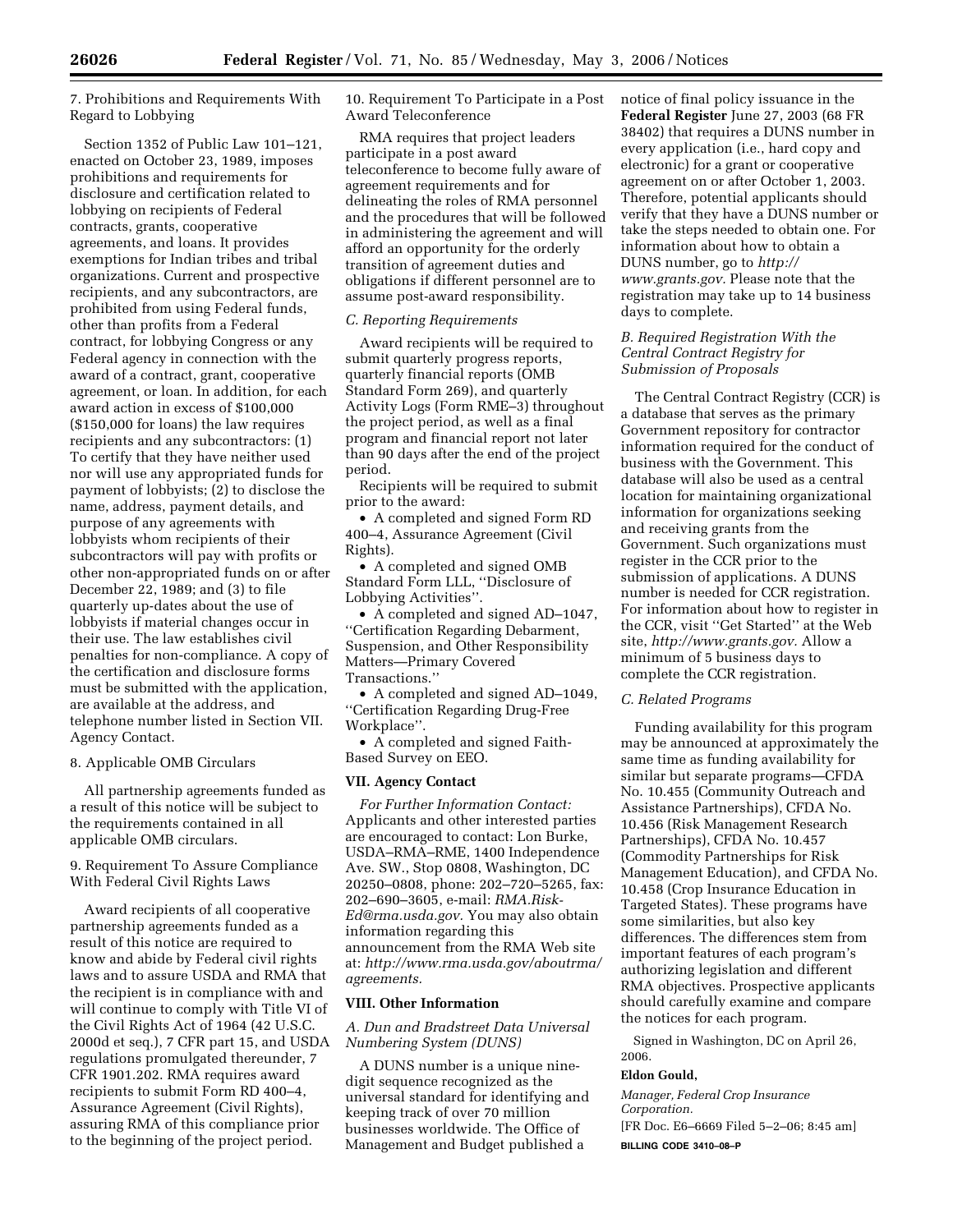7. Prohibitions and Requirements With Regard to Lobbying

Section 1352 of Public Law 101–121, enacted on October 23, 1989, imposes prohibitions and requirements for disclosure and certification related to lobbying on recipients of Federal contracts, grants, cooperative agreements, and loans. It provides exemptions for Indian tribes and tribal organizations. Current and prospective recipients, and any subcontractors, are prohibited from using Federal funds, other than profits from a Federal contract, for lobbying Congress or any Federal agency in connection with the award of a contract, grant, cooperative agreement, or loan. In addition, for each award action in excess of $100,000 ($150,000 for loans) the law requires recipients and any subcontractors: (1) To certify that they have neither used nor will use any appropriated funds for payment of lobbyists; (2) to disclose the name, address, payment details, and purpose of any agreements with lobbyists whom recipients of their subcontractors will pay with profits or other non-appropriated funds on or after December 22, 1989; and (3) to file quarterly up-dates about the use of lobbyists if material changes occur in their use. The law establishes civil penalties for non-compliance. A copy of the certification and disclosure forms must be submitted with the application, are available at the address, and telephone number listed in Section VII. Agency Contact.

8. Applicable OMB Circulars

All partnership agreements funded as a result of this notice will be subject to the requirements contained in all applicable OMB circulars.

9. Requirement To Assure Compliance With Federal Civil Rights Laws

Award recipients of all cooperative partnership agreements funded as a result of this notice are required to know and abide by Federal civil rights laws and to assure USDA and RMA that the recipient is in compliance with and will continue to comply with Title VI of the Civil Rights Act of 1964 (42 U.S.C. 2000d et seq.), 7 CFR part 15, and USDA regulations promulgated thereunder, 7 CFR 1901.202. RMA requires award recipients to submit Form RD 400–4, Assurance Agreement (Civil Rights), assuring RMA of this compliance prior to the beginning of the project period.

10. Requirement To Participate in a Post Award Teleconference

RMA requires that project leaders participate in a post award teleconference to become fully aware of agreement requirements and for delineating the roles of RMA personnel and the procedures that will be followed in administering the agreement and will afford an opportunity for the orderly transition of agreement duties and obligations if different personnel are to assume post-award responsibility.

*C. Reporting Requirements*

Award recipients will be required to submit quarterly progress reports, quarterly financial reports (OMB Standard Form 269), and quarterly Activity Logs (Form RME–3) throughout the project period, as well as a final program and financial report not later than 90 days after the end of the project period.

Recipients will be required to submit prior to the award:

- A completed and signed Form RD 400–4, Assurance Agreement (Civil Rights).
- A completed and signed OMB Standard Form LLL, ''Disclosure of Lobbying Activities''.
- A completed and signed AD–1047, ''Certification Regarding Debarment, Suspension, and Other Responsibility Matters—Primary Covered Transactions.''
- A completed and signed AD–1049, ''Certification Regarding Drug-Free Workplace''.
- A completed and signed Faith-Based Survey on EEO.

## VII. Agency Contact

*For Further Information Contact:* Applicants and other interested parties are encouraged to contact: Lon Burke, USDA–RMA–RME, 1400 Independence Ave. SW., Stop 0808, Washington, DC 20250–0808, phone: 202–720–5265, fax: 202–690–3605, e-mail: *RMA.Risk-Ed@rma.usda.gov.* You may also obtain information regarding this announcement from the RMA Web site at: *http://www.rma.usda.gov/aboutrma/agreements.*

## VIII. Other Information

*A. Dun and Bradstreet Data Universal Numbering System (DUNS)*

A DUNS number is a unique nine-digit sequence recognized as the universal standard for identifying and keeping track of over 70 million businesses worldwide. The Office of Management and Budget published a notice of final policy issuance in the **Federal Register** June 27, 2003 (68 FR 38402) that requires a DUNS number in every application (i.e., hard copy and electronic) for a grant or cooperative agreement on or after October 1, 2003. Therefore, potential applicants should verify that they have a DUNS number or take the steps needed to obtain one. For information about how to obtain a DUNS number, go to *http://www.grants.gov.* Please note that the registration may take up to 14 business days to complete.

*B. Required Registration With the Central Contract Registry for Submission of Proposals*

The Central Contract Registry (CCR) is a database that serves as the primary Government repository for contractor information required for the conduct of business with the Government. This database will also be used as a central location for maintaining organizational information for organizations seeking and receiving grants from the Government. Such organizations must register in the CCR prior to the submission of applications. A DUNS number is needed for CCR registration. For information about how to register in the CCR, visit ''Get Started'' at the Web site, *http://www.grants.gov.* Allow a minimum of 5 business days to complete the CCR registration.

*C. Related Programs*

Funding availability for this program may be announced at approximately the same time as funding availability for similar but separate programs—CFDA No. 10.455 (Community Outreach and Assistance Partnerships), CFDA No. 10.456 (Risk Management Research Partnerships), CFDA No. 10.457 (Commodity Partnerships for Risk Management Education), and CFDA No. 10.458 (Crop Insurance Education in Targeted States). These programs have some similarities, but also key differences. The differences stem from important features of each program's authorizing legislation and different RMA objectives. Prospective applicants should carefully examine and compare the notices for each program.

Signed in Washington, DC on April 26, 2006.

**Eldon Gould,**

*Manager, Federal Crop Insurance Corporation.*

[FR Doc. E6–6669 Filed 5–2–06; 8:45 am]

**BILLING CODE 3410–08–P**